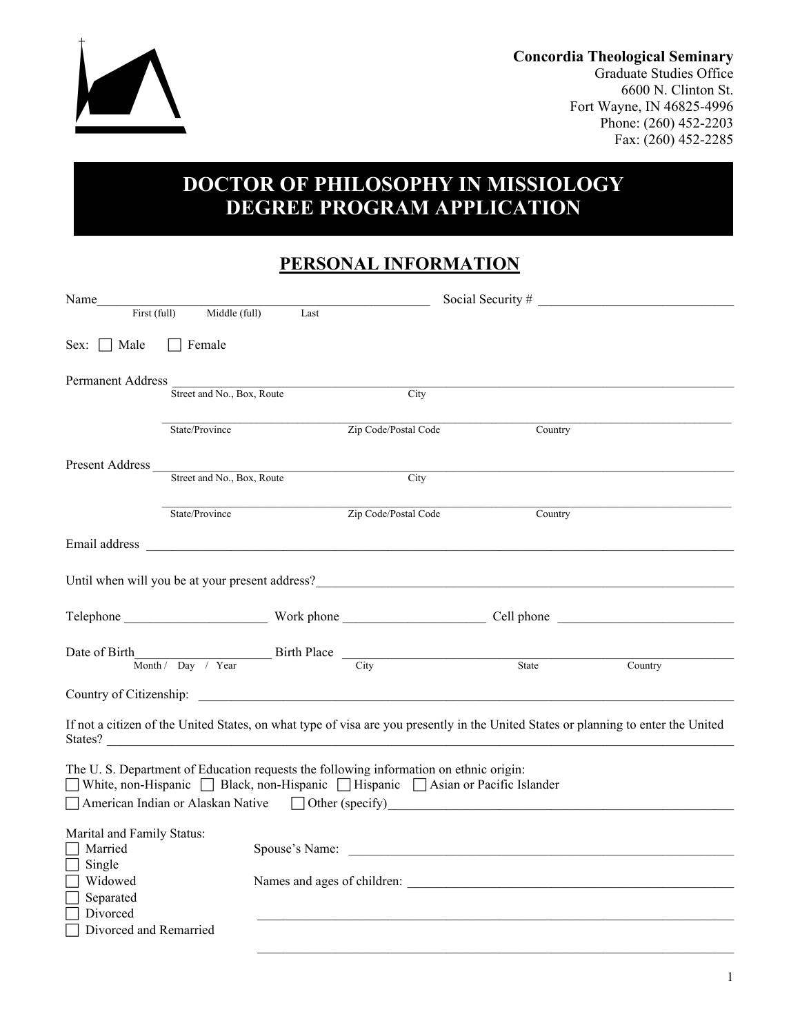**Concordia Theological Seminary**
Graduate Studies Office
6600 N. Clinton St.
Fort Wayne, IN 46825-4996
Phone: (260) 452-2203
Fax: (260) 452-2285

# DOCTOR OF PHILOSOPHY IN MISSIOLOGY DEGREE PROGRAM APPLICATION

## PERSONAL INFORMATION

Name___________________________________________________ Social Security # ______________________________
First (full) Middle (full) Last

Sex: ☐ Male ☐ Female

Permanent Address ____________________________________________________________________________________
Street and No., Box, Route City

______________________________________________________________________________________________
State/Province Zip Code/Postal Code Country

Present Address ______________________________________________________________________________________
Street and No., Box, Route City

______________________________________________________________________________________________
State/Province Zip Code/Postal Code Country

Email address ________________________________________________________________________________________

Until when will you be at your present address?______________________________________________________________

Telephone ______________________ Work phone ______________________ Cell phone ___________________________

Date of Birth____________________ Birth Place ________________________________________________________
Month / Day / Year City State Country

Country of Citizenship: __________________________________________________________________________________

If not a citizen of the United States, on what type of visa are you presently in the United States or planning to enter the United States? ____________________________________________________________________________________________

The U. S. Department of Education requests the following information on ethnic origin:
☐ White, non-Hispanic ☐ Black, non-Hispanic ☐ Hispanic ☐ Asian or Pacific Islander
☐ American Indian or Alaskan Native ☐ Other (specify)__________________________________________________

Marital and Family Status:
☐ Married
☐ Single
☐ Widowed
☐ Separated
☐ Divorced
☐ Divorced and Remarried

Spouse's Name: ______________________________________________________________

Names and ages of children: ____________________________________________________

______________________________________________________________________________

______________________________________________________________________________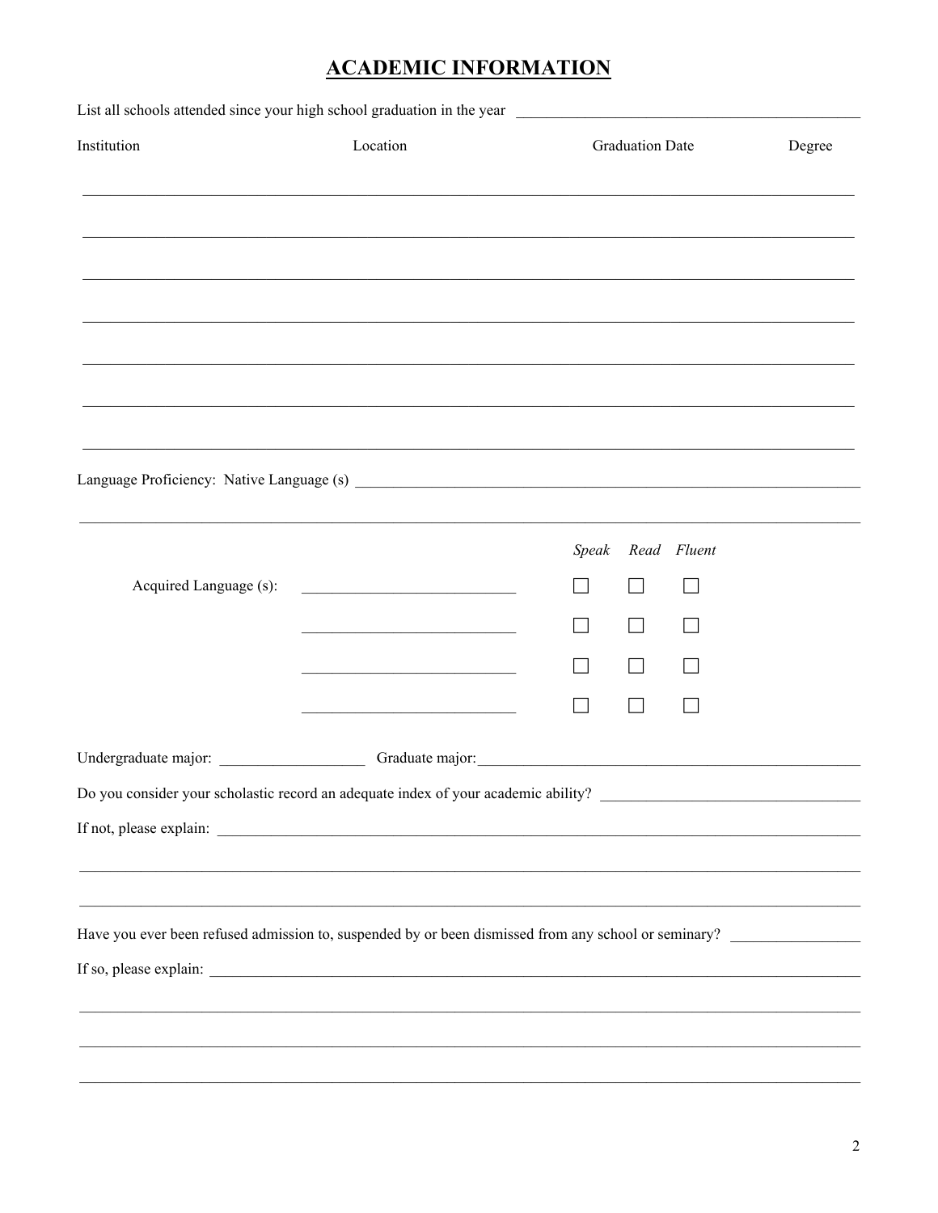# ACADEMIC INFORMATION

List all schools attended since your high school graduation in the year ______________________________

| Institution | Location | Graduation Date | Degree |
| --- | --- | --- | --- |
| | | | |
| | | | |
| | | | |
| | | | |
| | | | |
| | | | |
| | | | |

Language Proficiency: Native Language (s) ______________________________

______________________________________________________________________

| Acquired Language (s): | *Speak* | *Read* | *Fluent* |
| --- | --- | --- | --- |
| ______________________ | ☐ | ☐ | ☐ |
| ______________________ | ☐ | ☐ | ☐ |
| ______________________ | ☐ | ☐ | ☐ |
| ______________________ | ☐ | ☐ | ☐ |

Undergraduate major: ________________ Graduate major: ______________________________

Do you consider your scholastic record an adequate index of your academic ability? ______________________

If not, please explain: ______________________________

______________________________________________________________________

______________________________________________________________________

Have you ever been refused admission to, suspended by or been dismissed from any school or seminary? ____________

If so, please explain: ______________________________

______________________________________________________________________

______________________________________________________________________

______________________________________________________________________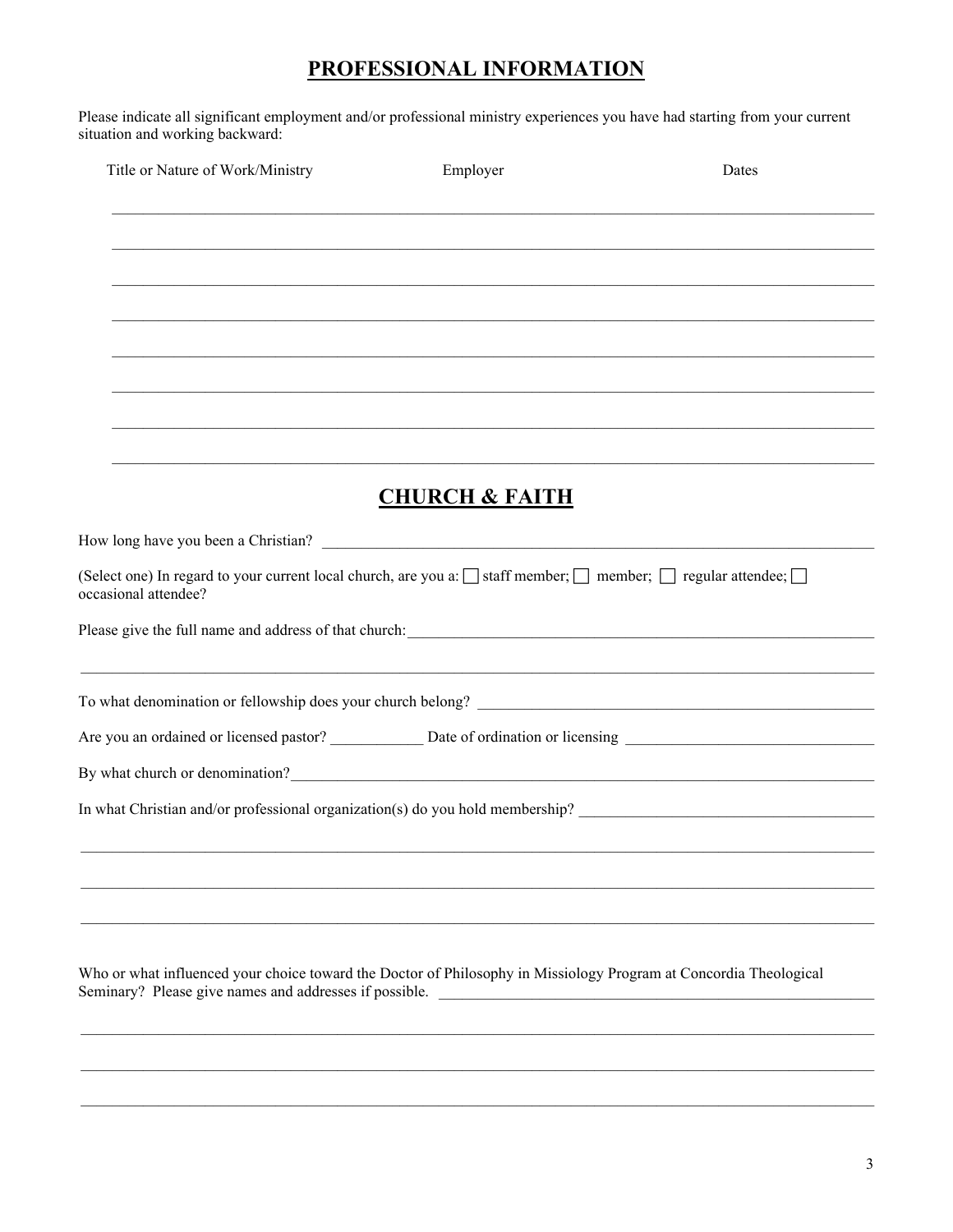# PROFESSIONAL INFORMATION

Please indicate all significant employment and/or professional ministry experiences you have had starting from your current situation and working backward:

| Title or Nature of Work/Ministry | Employer | Dates |
| --- | --- | --- |
| | | |
| | | |
| | | |
| | | |
| | | |
| | | |
| | | |
| | | |

# CHURCH & FAITH

How long have you been a Christian? ______________________________

(Select one) In regard to your current local church, are you a: ☐ staff member; ☐ member; ☐ regular attendee; ☐ occasional attendee?

Please give the full name and address of that church: ______________________________

______________________________

To what denomination or fellowship does your church belong? ______________________________

Are you an ordained or licensed pastor? ____________ Date of ordination or licensing ______________________________

By what church or denomination? ______________________________

In what Christian and/or professional organization(s) do you hold membership? ______________________________

______________________________

______________________________

______________________________

Who or what influenced your choice toward the Doctor of Philosophy in Missiology Program at Concordia Theological Seminary? Please give names and addresses if possible. ______________________________

______________________________

______________________________

______________________________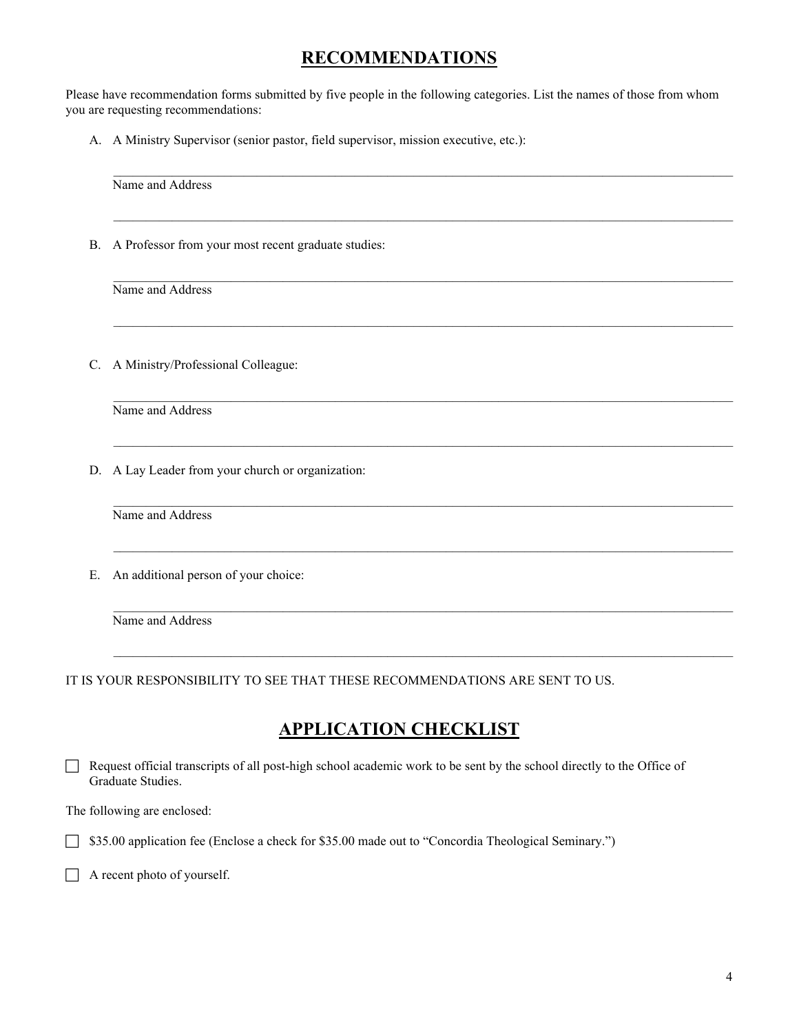# RECOMMENDATIONS

Please have recommendation forms submitted by five people in the following categories. List the names of those from whom you are requesting recommendations:

A. A Ministry Supervisor (senior pastor, field supervisor, mission executive, etc.):

______________________________________________________________________

Name and Address

______________________________________________________________________

B. A Professor from your most recent graduate studies:

______________________________________________________________________

Name and Address

______________________________________________________________________

C. A Ministry/Professional Colleague:

______________________________________________________________________

Name and Address

______________________________________________________________________

D. A Lay Leader from your church or organization:

______________________________________________________________________

Name and Address

______________________________________________________________________

E. An additional person of your choice:

______________________________________________________________________

Name and Address

______________________________________________________________________

IT IS YOUR RESPONSIBILITY TO SEE THAT THESE RECOMMENDATIONS ARE SENT TO US.

# APPLICATION CHECKLIST

- ☐ Request official transcripts of all post-high school academic work to be sent by the school directly to the Office of Graduate Studies.

The following are enclosed:

- ☐ $35.00 application fee (Enclose a check for $35.00 made out to "Concordia Theological Seminary.")
- ☐ A recent photo of yourself.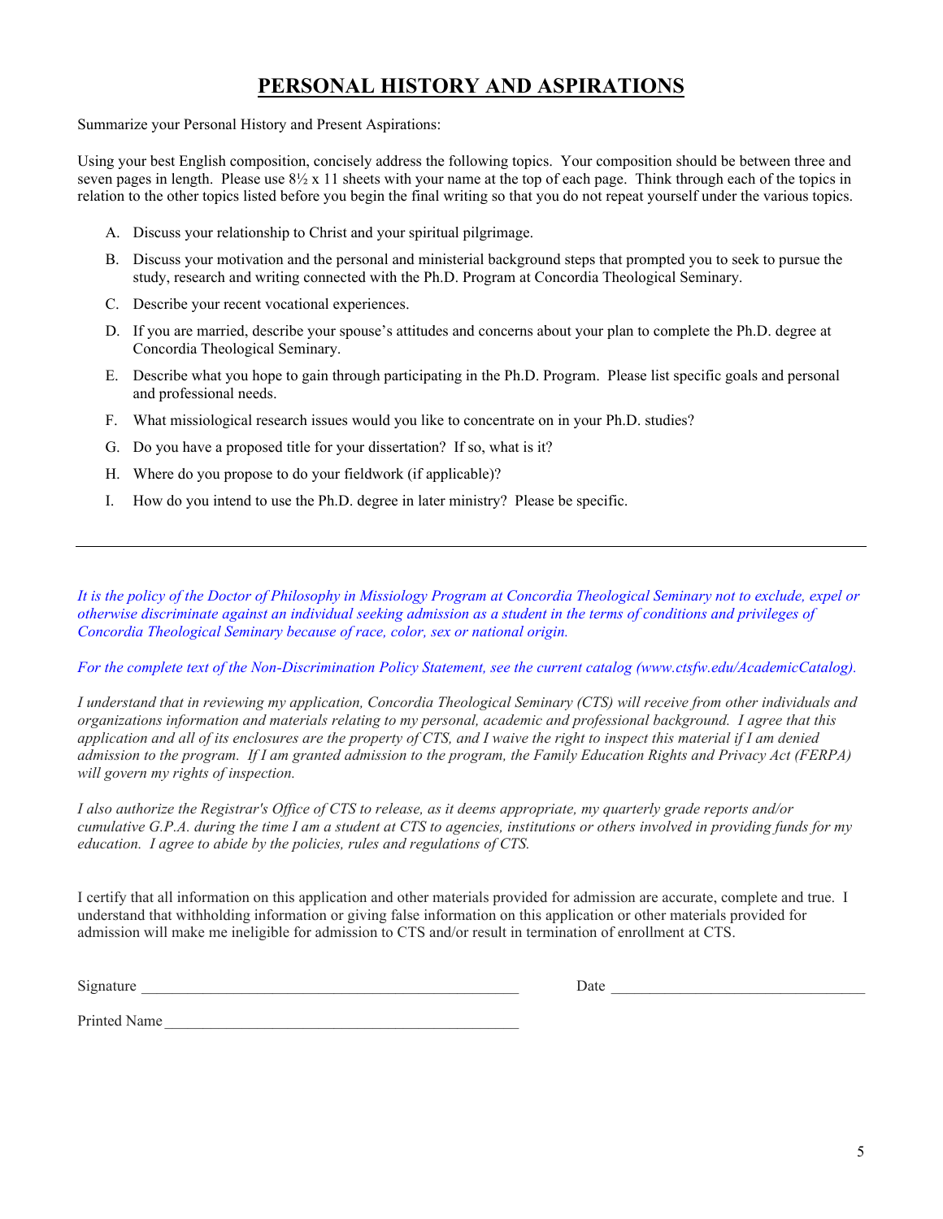# PERSONAL HISTORY AND ASPIRATIONS

Summarize your Personal History and Present Aspirations:

Using your best English composition, concisely address the following topics. Your composition should be between three and seven pages in length. Please use 8½ x 11 sheets with your name at the top of each page. Think through each of the topics in relation to the other topics listed before you begin the final writing so that you do not repeat yourself under the various topics.

A. Discuss your relationship to Christ and your spiritual pilgrimage.

B. Discuss your motivation and the personal and ministerial background steps that prompted you to seek to pursue the study, research and writing connected with the Ph.D. Program at Concordia Theological Seminary.

C. Describe your recent vocational experiences.

D. If you are married, describe your spouse's attitudes and concerns about your plan to complete the Ph.D. degree at Concordia Theological Seminary.

E. Describe what you hope to gain through participating in the Ph.D. Program. Please list specific goals and personal and professional needs.

F. What missiological research issues would you like to concentrate on in your Ph.D. studies?

G. Do you have a proposed title for your dissertation? If so, what is it?

H. Where do you propose to do your fieldwork (if applicable)?

I. How do you intend to use the Ph.D. degree in later ministry? Please be specific.

---

*It is the policy of the Doctor of Philosophy in Missiology Program at Concordia Theological Seminary not to exclude, expel or otherwise discriminate against an individual seeking admission as a student in the terms of conditions and privileges of Concordia Theological Seminary because of race, color, sex or national origin.*

*For the complete text of the Non-Discrimination Policy Statement, see the current catalog (www.ctsfw.edu/AcademicCatalog).*

*I understand that in reviewing my application, Concordia Theological Seminary (CTS) will receive from other individuals and organizations information and materials relating to my personal, academic and professional background. I agree that this application and all of its enclosures are the property of CTS, and I waive the right to inspect this material if I am denied admission to the program. If I am granted admission to the program, the Family Education Rights and Privacy Act (FERPA) will govern my rights of inspection.*

*I also authorize the Registrar's Office of CTS to release, as it deems appropriate, my quarterly grade reports and/or cumulative G.P.A. during the time I am a student at CTS to agencies, institutions or others involved in providing funds for my education. I agree to abide by the policies, rules and regulations of CTS.*

I certify that all information on this application and other materials provided for admission are accurate, complete and true. I understand that withholding information or giving false information on this application or other materials provided for admission will make me ineligible for admission to CTS and/or result in termination of enrollment at CTS.

Signature ___________________________________________ Date ______________________________

Printed Name _________________________________________